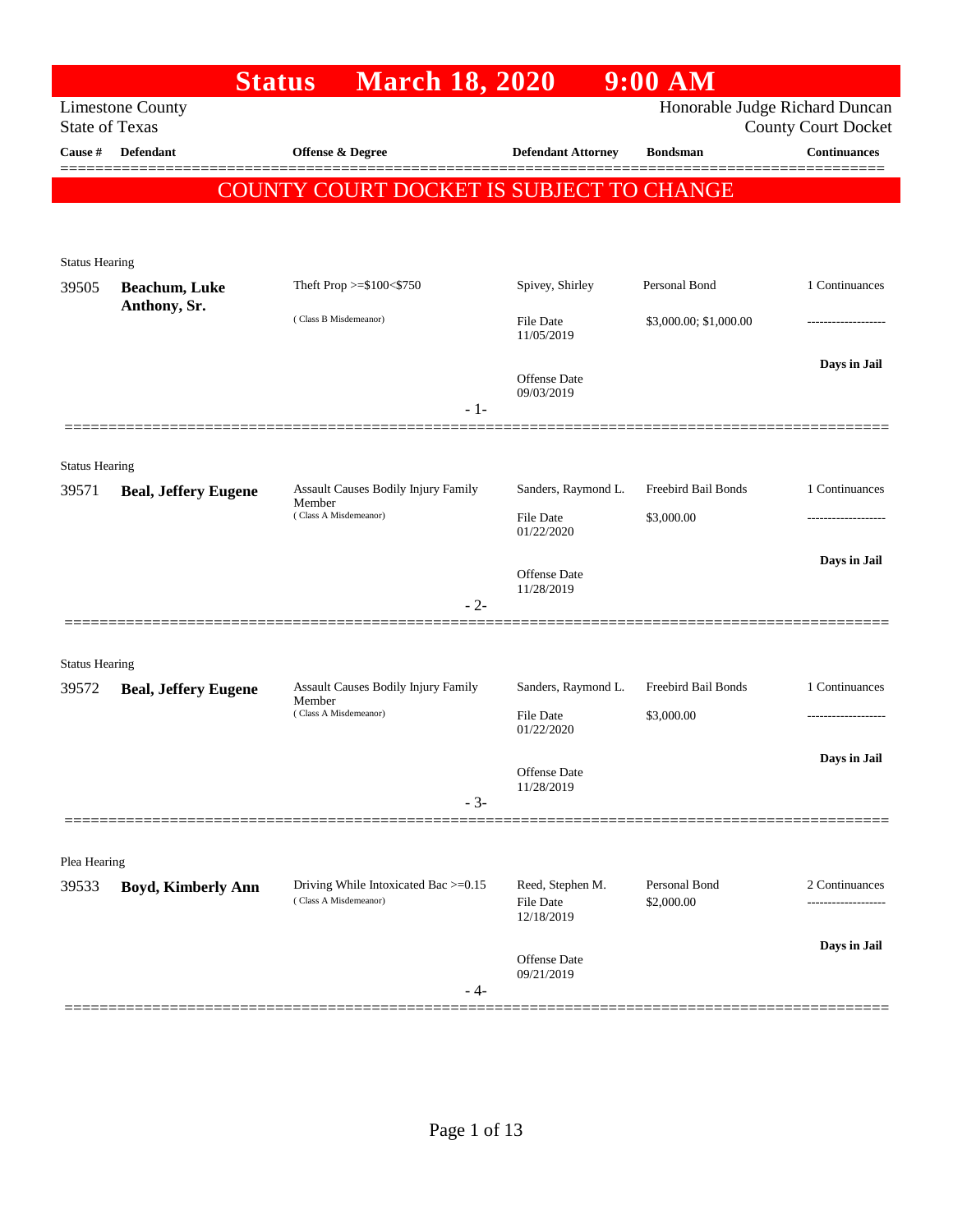# Status March 18, 2020 9:00 AM

Limestone County
State of Texas

Honorable Judge Richard Duncan
County Court Docket

| Cause # | Defendant | Offense & Degree | Defendant Attorney | Bondsman | Continuances |
|---|---|---|---|---|---|

**COUNTY COURT DOCKET IS SUBJECT TO CHANGE**

---

Status Hearing

| Cause # | Defendant | Offense & Degree | Defendant Attorney | Bondsman | Continuances |
|---|---|---|---|---|---|
| 39505 | **Beachum, Luke Anthony, Sr.** | Theft Prop >=$100<$750 (Class B Misdemeanor) | Spivey, Shirley | Personal Bond | 1 Continuances |
| | | | File Date 11/05/2019 | $3,000.00; $1,000.00 | ------------------- |
| | | | Offense Date 09/03/2019 | | **Days in Jail** |

- 1-

---

Status Hearing

| Cause # | Defendant | Offense & Degree | Defendant Attorney | Bondsman | Continuances |
|---|---|---|---|---|---|
| 39571 | **Beal, Jeffery Eugene** | Assault Causes Bodily Injury Family Member (Class A Misdemeanor) | Sanders, Raymond L. | Freebird Bail Bonds | 1 Continuances |
| | | | File Date 01/22/2020 | $3,000.00 | ------------------- |
| | | | Offense Date 11/28/2019 | | **Days in Jail** |

- 2-

---

Status Hearing

| Cause # | Defendant | Offense & Degree | Defendant Attorney | Bondsman | Continuances |
|---|---|---|---|---|---|
| 39572 | **Beal, Jeffery Eugene** | Assault Causes Bodily Injury Family Member (Class A Misdemeanor) | Sanders, Raymond L. | Freebird Bail Bonds | 1 Continuances |
| | | | File Date 01/22/2020 | $3,000.00 | ------------------- |
| | | | Offense Date 11/28/2019 | | **Days in Jail** |

- 3-

---

Plea Hearing

| Cause # | Defendant | Offense & Degree | Defendant Attorney | Bondsman | Continuances |
|---|---|---|---|---|---|
| 39533 | **Boyd, Kimberly Ann** | Driving While Intoxicated Bac >=0.15 (Class A Misdemeanor) | Reed, Stephen M. | Personal Bond | 2 Continuances |
| | | | File Date 12/18/2019 | $2,000.00 | ------------------- |
| | | | Offense Date 09/21/2019 | | **Days in Jail** |

- 4-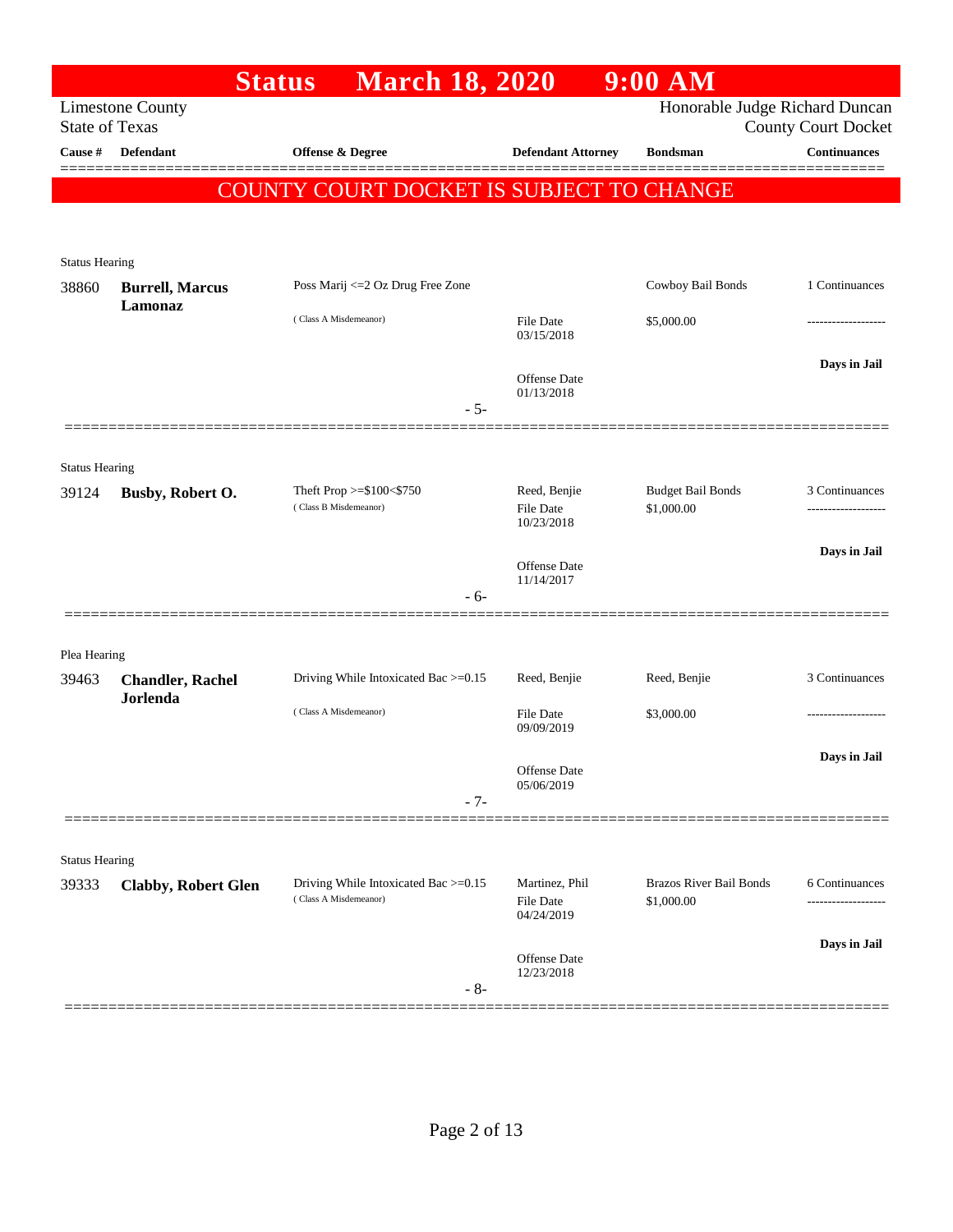# Status March 18, 2020 9:00 AM

Limestone County
State of Texas

Honorable Judge Richard Duncan
County Court Docket

| Cause # | Defendant | Offense & Degree | Defendant Attorney | Bondsman | Continuances |
|---|---|---|---|---|---|

**COUNTY COURT DOCKET IS SUBJECT TO CHANGE**

Status Hearing

| Cause # | Defendant | Offense & Degree | Defendant Attorney | Bondsman | Continuances |
|---|---|---|---|---|---|
| 38860 | **Burrell, Marcus Lamonaz** | Poss Marij <=2 Oz Drug Free Zone (Class A Misdemeanor) | File Date 03/15/2018; Offense Date 01/13/2018 | Cowboy Bail Bonds $5,000.00 | 1 Continuances; Days in Jail |

- 5-

Status Hearing

| Cause # | Defendant | Offense & Degree | Defendant Attorney | Bondsman | Continuances |
|---|---|---|---|---|---|
| 39124 | **Busby, Robert O.** | Theft Prop >=$100<$750 (Class B Misdemeanor) | Reed, Benjie; File Date 10/23/2018; Offense Date 11/14/2017 | Budget Bail Bonds $1,000.00 | 3 Continuances; Days in Jail |

- 6-

Plea Hearing

| Cause # | Defendant | Offense & Degree | Defendant Attorney | Bondsman | Continuances |
|---|---|---|---|---|---|
| 39463 | **Chandler, Rachel Jorlenda** | Driving While Intoxicated Bac >=0.15 (Class A Misdemeanor) | Reed, Benjie; File Date 09/09/2019; Offense Date 05/06/2019 | Reed, Benjie $3,000.00 | 3 Continuances; Days in Jail |

- 7-

Status Hearing

| Cause # | Defendant | Offense & Degree | Defendant Attorney | Bondsman | Continuances |
|---|---|---|---|---|---|
| 39333 | **Clabby, Robert Glen** | Driving While Intoxicated Bac >=0.15 (Class A Misdemeanor) | Martinez, Phil; File Date 04/24/2019; Offense Date 12/23/2018 | Brazos River Bail Bonds $1,000.00 | 6 Continuances; Days in Jail |

- 8-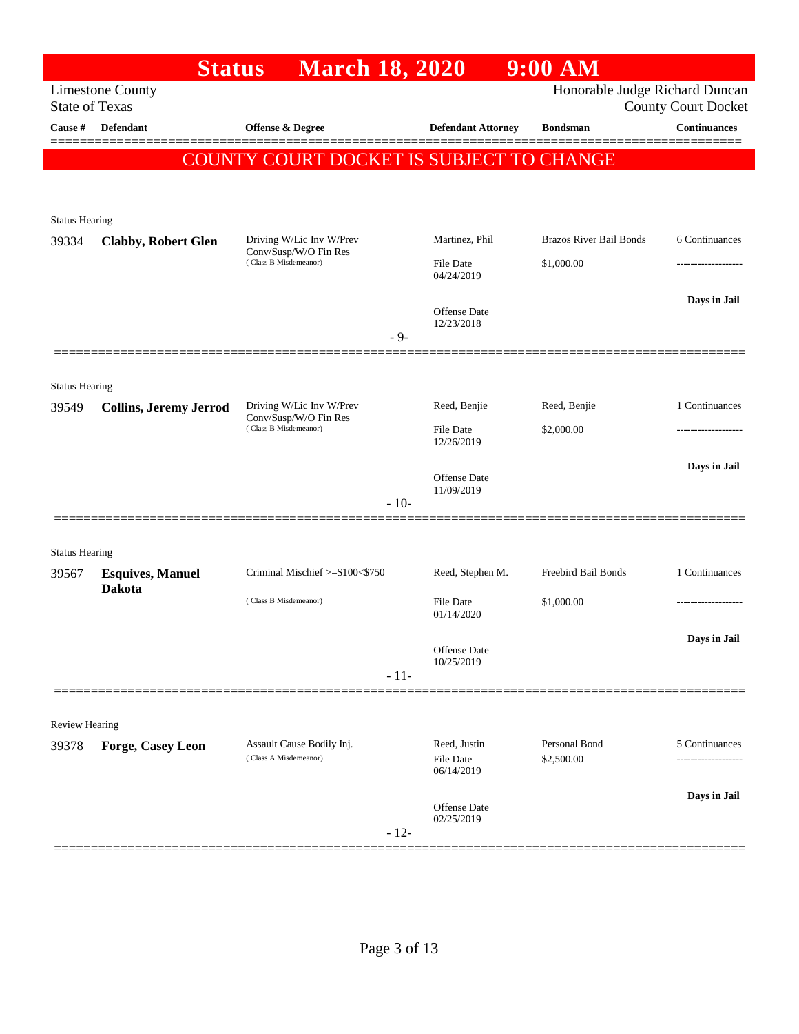# Status March 18, 2020 9:00 AM

Limestone County
State of Texas

Honorable Judge Richard Duncan
County Court Docket

**COUNTY COURT DOCKET IS SUBJECT TO CHANGE**

| Cause # | Defendant | Offense & Degree | Defendant Attorney | Bondsman | Continuances |
|---|---|---|---|---|---|
| Status Hearing | | | | | |
| 39334 | **Clabby, Robert Glen** | Driving W/Lic Inv W/Prev Conv/Susp/W/O Fin Res (Class B Misdemeanor) | Martinez, Phil | Brazos River Bail Bonds | 6 Continuances |
| | | | File Date 04/24/2019 | $1,000.00 | ------------------- |
| | | | Offense Date 12/23/2018 | | **Days in Jail** |
| | | - 9- | | | |
| Status Hearing | | | | | |
| 39549 | **Collins, Jeremy Jerrod** | Driving W/Lic Inv W/Prev Conv/Susp/W/O Fin Res (Class B Misdemeanor) | Reed, Benjie | Reed, Benjie | 1 Continuances |
| | | | File Date 12/26/2019 | $2,000.00 | ------------------- |
| | | | Offense Date 11/09/2019 | | **Days in Jail** |
| | | - 10- | | | |
| Status Hearing | | | | | |
| 39567 | **Esquives, Manuel Dakota** | Criminal Mischief >=$100<$750 (Class B Misdemeanor) | Reed, Stephen M. | Freebird Bail Bonds | 1 Continuances |
| | | | File Date 01/14/2020 | $1,000.00 | ------------------- |
| | | | Offense Date 10/25/2019 | | **Days in Jail** |
| | | - 11- | | | |
| Review Hearing | | | | | |
| 39378 | **Forge, Casey Leon** | Assault Cause Bodily Inj. (Class A Misdemeanor) | Reed, Justin | Personal Bond | 5 Continuances |
| | | | File Date 06/14/2019 | $2,500.00 | ------------------- |
| | | | Offense Date 02/25/2019 | | **Days in Jail** |
| | | - 12- | | | |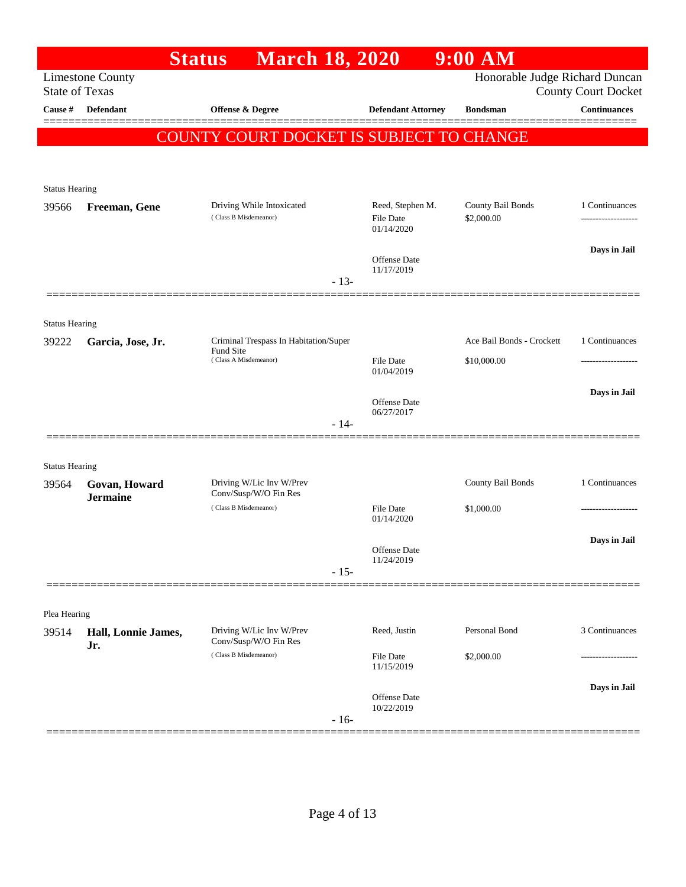# Status March 18, 2020 9:00 AM

Limestone County
State of Texas

Honorable Judge Richard Duncan
County Court Docket

**COUNTY COURT DOCKET IS SUBJECT TO CHANGE**

| Cause # | Defendant | Offense & Degree | Defendant Attorney | Bondsman | Continuances |
|---|---|---|---|---|---|
| **Status Hearing** | | | | | |
| 39566 | **Freeman, Gene** | Driving While Intoxicated (Class B Misdemeanor) | Reed, Stephen M.<br>File Date 01/14/2020<br>Offense Date 11/17/2019 | County Bail Bonds<br>$2,000.00 | 1 Continuances<br>-------------------<br>**Days in Jail** |
| | | - 13- | | | |
| **Status Hearing** | | | | | |
| 39222 | **Garcia, Jose, Jr.** | Criminal Trespass In Habitation/Super Fund Site (Class A Misdemeanor) | File Date 01/04/2019<br>Offense Date 06/27/2017 | Ace Bail Bonds - Crockett<br>$10,000.00 | 1 Continuances<br>-------------------<br>**Days in Jail** |
| | | - 14- | | | |
| **Status Hearing** | | | | | |
| 39564 | **Govan, Howard Jermaine** | Driving W/Lic Inv W/Prev Conv/Susp/W/O Fin Res (Class B Misdemeanor) | File Date 01/14/2020<br>Offense Date 11/24/2019 | County Bail Bonds<br>$1,000.00 | 1 Continuances<br>-------------------<br>**Days in Jail** |
| | | - 15- | | | |
| **Plea Hearing** | | | | | |
| 39514 | **Hall, Lonnie James, Jr.** | Driving W/Lic Inv W/Prev Conv/Susp/W/O Fin Res (Class B Misdemeanor) | Reed, Justin<br>File Date 11/15/2019<br>Offense Date 10/22/2019 | Personal Bond<br>$2,000.00 | 3 Continuances<br>-------------------<br>**Days in Jail** |
| | | - 16- | | | |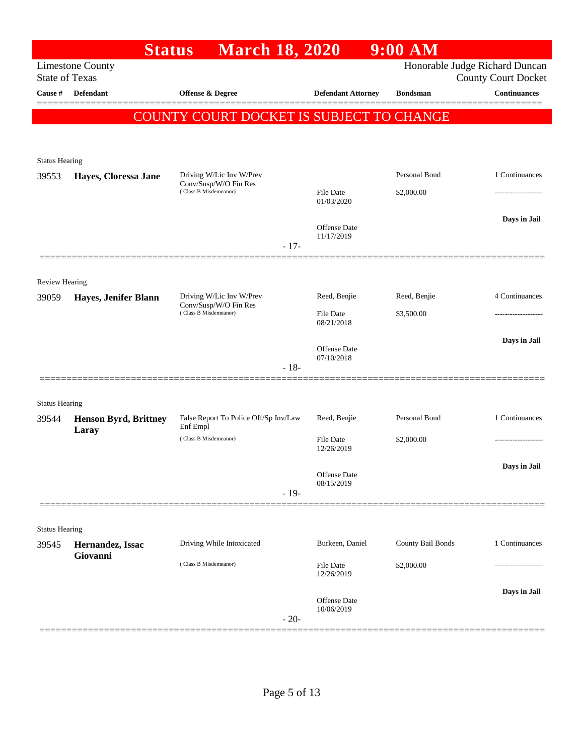# Status March 18, 2020 9:00 AM

Limestone County
State of Texas

Honorable Judge Richard Duncan
County Court Docket

**COUNTY COURT DOCKET IS SUBJECT TO CHANGE**

| Cause # | Defendant | Offense & Degree | Defendant Attorney | Bondsman | Continuances |
|---|---|---|---|---|---|
| Status Hearing | | | | | |
| 39553 | **Hayes, Cloressa Jane** | Driving W/Lic Inv W/Prev Conv/Susp/W/O Fin Res (Class B Misdemeanor) | File Date 01/03/2020; Offense Date 11/17/2019 | Personal Bond $2,000.00 | 1 Continuances; Days in Jail |
| | | - 17- | | | |
| Review Hearing | | | | | |
| 39059 | **Hayes, Jenifer Blann** | Driving W/Lic Inv W/Prev Conv/Susp/W/O Fin Res (Class B Misdemeanor) | Reed, Benjie; File Date 08/21/2018; Offense Date 07/10/2018 | Reed, Benjie $3,500.00 | 4 Continuances; Days in Jail |
| | | - 18- | | | |
| Status Hearing | | | | | |
| 39544 | **Henson Byrd, Brittney Laray** | False Report To Police Off/Sp Inv/Law Enf Empl (Class B Misdemeanor) | Reed, Benjie; File Date 12/26/2019; Offense Date 08/15/2019 | Personal Bond $2,000.00 | 1 Continuances; Days in Jail |
| | | - 19- | | | |
| Status Hearing | | | | | |
| 39545 | **Hernandez, Issac Giovanni** | Driving While Intoxicated (Class B Misdemeanor) | Burkeen, Daniel; File Date 12/26/2019; Offense Date 10/06/2019 | County Bail Bonds $2,000.00 | 1 Continuances; Days in Jail |
| | | - 20- | | | |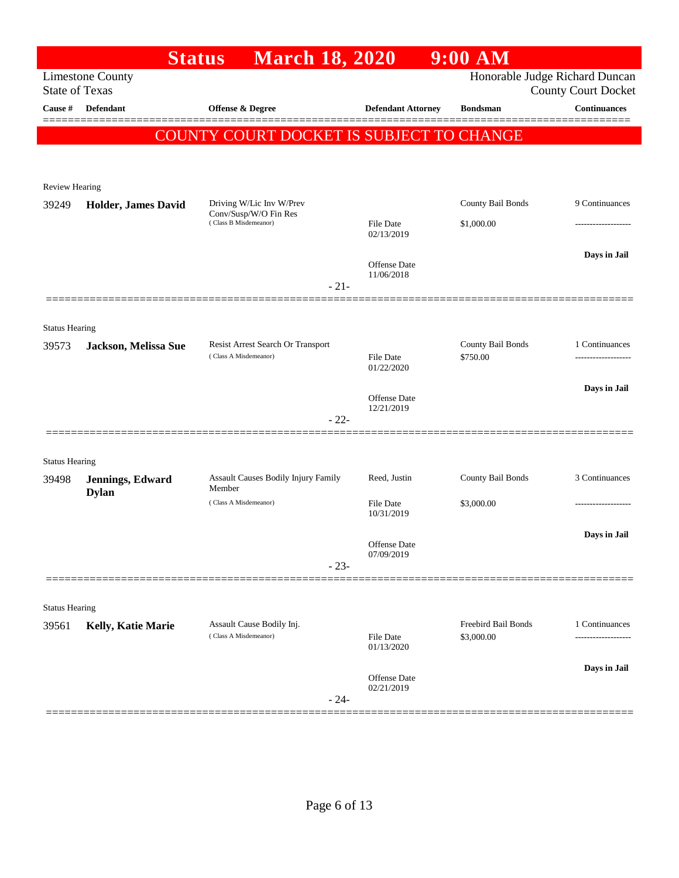# Status March 18, 2020 9:00 AM

Limestone County
State of Texas

Honorable Judge Richard Duncan
County Court Docket

| Cause # | Defendant | Offense & Degree | Defendant Attorney | Bondsman | Continuances |
|---|---|---|---|---|---|

**COUNTY COURT DOCKET IS SUBJECT TO CHANGE**

Review Hearing

| Cause # | Defendant | Offense & Degree | Defendant Attorney | Bondsman | Continuances |
|---|---|---|---|---|---|
| 39249 | **Holder, James David** | Driving W/Lic Inv W/Prev Conv/Susp/W/O Fin Res (Class B Misdemeanor) | File Date 02/13/2019; Offense Date 11/06/2018 | County Bail Bonds $1,000.00 | 9 Continuances; Days in Jail |

- 21-

Status Hearing

| Cause # | Defendant | Offense & Degree | Defendant Attorney | Bondsman | Continuances |
|---|---|---|---|---|---|
| 39573 | **Jackson, Melissa Sue** | Resist Arrest Search Or Transport (Class A Misdemeanor) | File Date 01/22/2020; Offense Date 12/21/2019 | County Bail Bonds $750.00 | 1 Continuances; Days in Jail |

- 22-

Status Hearing

| Cause # | Defendant | Offense & Degree | Defendant Attorney | Bondsman | Continuances |
|---|---|---|---|---|---|
| 39498 | **Jennings, Edward Dylan** | Assault Causes Bodily Injury Family Member (Class A Misdemeanor) | Reed, Justin; File Date 10/31/2019; Offense Date 07/09/2019 | County Bail Bonds $3,000.00 | 3 Continuances; Days in Jail |

- 23-

Status Hearing

| Cause # | Defendant | Offense & Degree | Defendant Attorney | Bondsman | Continuances |
|---|---|---|---|---|---|
| 39561 | **Kelly, Katie Marie** | Assault Cause Bodily Inj. (Class A Misdemeanor) | File Date 01/13/2020; Offense Date 02/21/2019 | Freebird Bail Bonds $3,000.00 | 1 Continuances; Days in Jail |

- 24-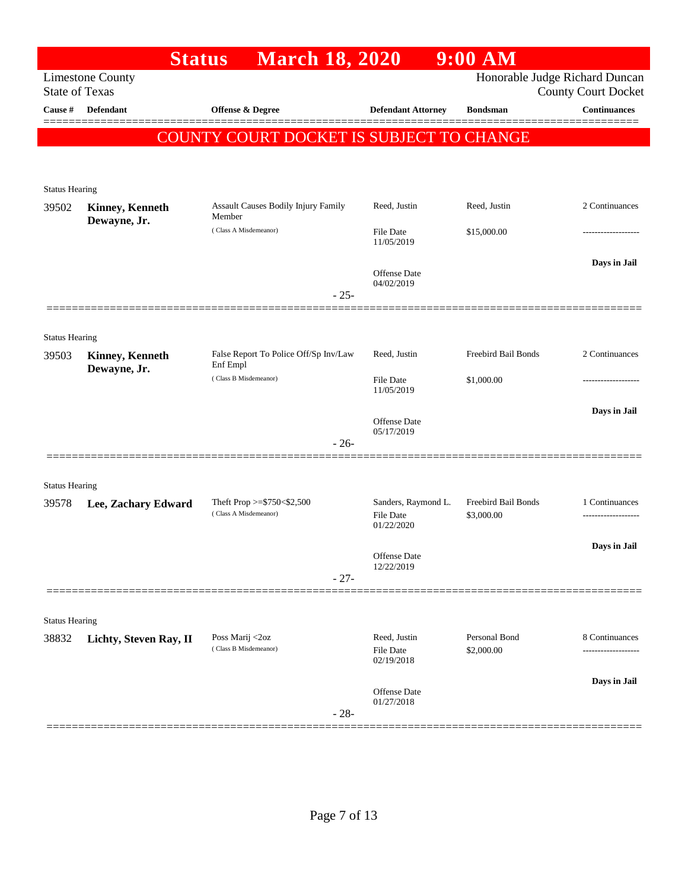# Status March 18, 2020 9:00 AM

Limestone County
State of Texas

Honorable Judge Richard Duncan
County Court Docket

| Cause # | Defendant | Offense & Degree | Defendant Attorney | Bondsman | Continuances |
|---|---|---|---|---|---|

**COUNTY COURT DOCKET IS SUBJECT TO CHANGE**

Status Hearing

| Cause # | Defendant | Offense & Degree | Defendant Attorney | Bondsman | Continuances |
|---|---|---|---|---|---|
| 39502 | **Kinney, Kenneth Dewayne, Jr.** | Assault Causes Bodily Injury Family Member (Class A Misdemeanor) | Reed, Justin | Reed, Justin | 2 Continuances |
| | | | File Date 11/05/2019 | $15,000.00 | ------------------- |
| | | | Offense Date 04/02/2019 | | **Days in Jail** |

- 25-

Status Hearing

| Cause # | Defendant | Offense & Degree | Defendant Attorney | Bondsman | Continuances |
|---|---|---|---|---|---|
| 39503 | **Kinney, Kenneth Dewayne, Jr.** | False Report To Police Off/Sp Inv/Law Enf Empl (Class B Misdemeanor) | Reed, Justin | Freebird Bail Bonds | 2 Continuances |
| | | | File Date 11/05/2019 | $1,000.00 | ------------------- |
| | | | Offense Date 05/17/2019 | | **Days in Jail** |

- 26-

Status Hearing

| Cause # | Defendant | Offense & Degree | Defendant Attorney | Bondsman | Continuances |
|---|---|---|---|---|---|
| 39578 | **Lee, Zachary Edward** | Theft Prop >=$750<$2,500 (Class A Misdemeanor) | Sanders, Raymond L. | Freebird Bail Bonds | 1 Continuances |
| | | | File Date 01/22/2020 | $3,000.00 | ------------------- |
| | | | Offense Date 12/22/2019 | | **Days in Jail** |

- 27-

Status Hearing

| Cause # | Defendant | Offense & Degree | Defendant Attorney | Bondsman | Continuances |
|---|---|---|---|---|---|
| 38832 | **Lichty, Steven Ray, II** | Poss Marij <2oz (Class B Misdemeanor) | Reed, Justin | Personal Bond | 8 Continuances |
| | | | File Date 02/19/2018 | $2,000.00 | ------------------- |
| | | | Offense Date 01/27/2018 | | **Days in Jail** |

- 28-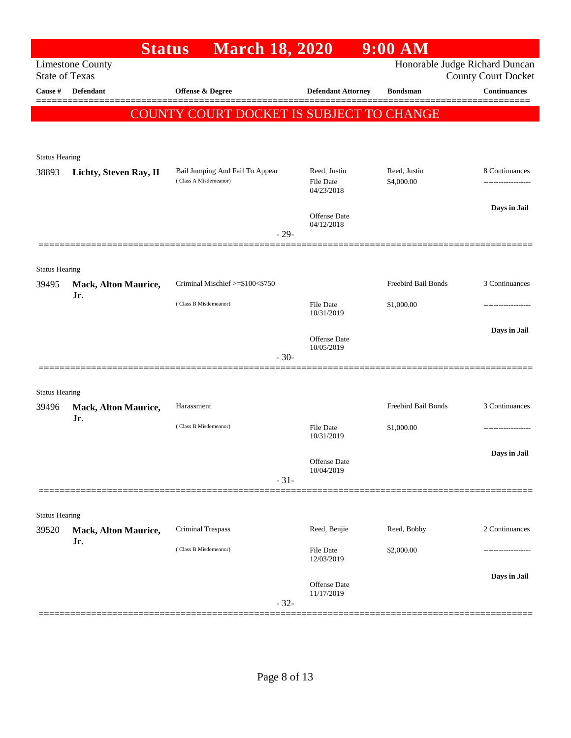# Status March 18, 2020 9:00 AM

Limestone County
State of Texas

Honorable Judge Richard Duncan
County Court Docket

| Cause # | Defendant | Offense & Degree | Defendant Attorney | Bondsman | Continuances |
|---|---|---|---|---|---|

**COUNTY COURT DOCKET IS SUBJECT TO CHANGE**

Status Hearing

| Cause # | Defendant | Offense & Degree | Defendant Attorney | Bondsman | Continuances |
|---|---|---|---|---|---|
| 38893 | **Lichty, Steven Ray, II** | Bail Jumping And Fail To Appear (Class A Misdemeanor) | Reed, Justin<br>File Date 04/23/2018<br>Offense Date 04/12/2018 | Reed, Justin<br>$4,000.00 | 8 Continuances<br>-------------------<br>**Days in Jail** |

- 29-

Status Hearing

| Cause # | Defendant | Offense & Degree | Defendant Attorney | Bondsman | Continuances |
|---|---|---|---|---|---|
| 39495 | **Mack, Alton Maurice, Jr.** | Criminal Mischief >=$100<$750 (Class B Misdemeanor) | File Date 10/31/2019<br>Offense Date 10/05/2019 | Freebird Bail Bonds<br>$1,000.00 | 3 Continuances<br>-------------------<br>**Days in Jail** |

- 30-

Status Hearing

| Cause # | Defendant | Offense & Degree | Defendant Attorney | Bondsman | Continuances |
|---|---|---|---|---|---|
| 39496 | **Mack, Alton Maurice, Jr.** | Harassment (Class B Misdemeanor) | File Date 10/31/2019<br>Offense Date 10/04/2019 | Freebird Bail Bonds<br>$1,000.00 | 3 Continuances<br>-------------------<br>**Days in Jail** |

- 31-

Status Hearing

| Cause # | Defendant | Offense & Degree | Defendant Attorney | Bondsman | Continuances |
|---|---|---|---|---|---|
| 39520 | **Mack, Alton Maurice, Jr.** | Criminal Trespass (Class B Misdemeanor) | Reed, Benjie<br>File Date 12/03/2019<br>Offense Date 11/17/2019 | Reed, Bobby<br>$2,000.00 | 2 Continuances<br>-------------------<br>**Days in Jail** |

- 32-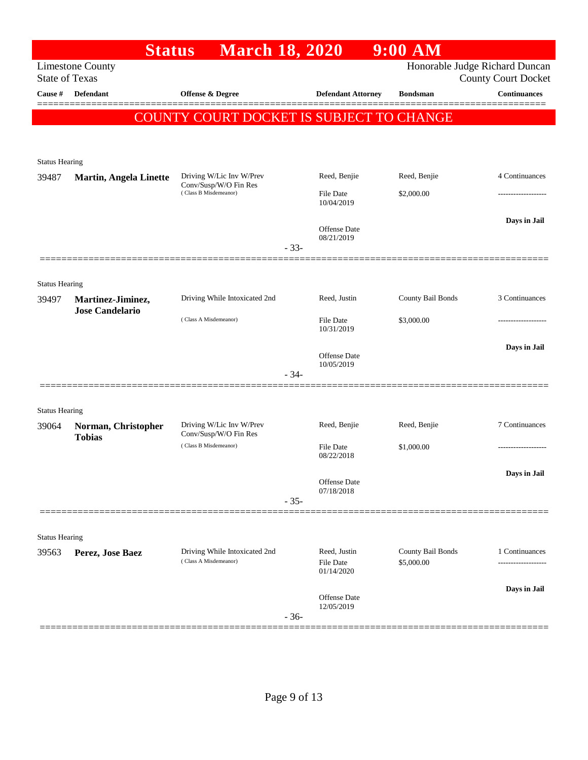# Status March 18, 2020 9:00 AM

Limestone County
State of Texas

Honorable Judge Richard Duncan
County Court Docket

| Cause # | Defendant | Offense & Degree | Defendant Attorney | Bondsman | Continuances |
|---|---|---|---|---|---|

**COUNTY COURT DOCKET IS SUBJECT TO CHANGE**

Status Hearing

| Cause # | Defendant | Offense & Degree | Defendant Attorney | Bondsman | Continuances |
|---|---|---|---|---|---|
| 39487 | **Martin, Angela Linette** | Driving W/Lic Inv W/Prev Conv/Susp/W/O Fin Res (Class B Misdemeanor) | Reed, Benjie | Reed, Benjie | 4 Continuances |
| | | | File Date 10/04/2019 | $2,000.00 | ------------------- |
| | | | Offense Date 08/21/2019 | | Days in Jail |

- 33-

Status Hearing

| Cause # | Defendant | Offense & Degree | Defendant Attorney | Bondsman | Continuances |
|---|---|---|---|---|---|
| 39497 | **Martinez-Jiminez, Jose Candelario** | Driving While Intoxicated 2nd (Class A Misdemeanor) | Reed, Justin | County Bail Bonds | 3 Continuances |
| | | | File Date 10/31/2019 | $3,000.00 | ------------------- |
| | | | Offense Date 10/05/2019 | | Days in Jail |

- 34-

Status Hearing

| Cause # | Defendant | Offense & Degree | Defendant Attorney | Bondsman | Continuances |
|---|---|---|---|---|---|
| 39064 | **Norman, Christopher Tobias** | Driving W/Lic Inv W/Prev Conv/Susp/W/O Fin Res (Class B Misdemeanor) | Reed, Benjie | Reed, Benjie | 7 Continuances |
| | | | File Date 08/22/2018 | $1,000.00 | ------------------- |
| | | | Offense Date 07/18/2018 | | Days in Jail |

- 35-

Status Hearing

| Cause # | Defendant | Offense & Degree | Defendant Attorney | Bondsman | Continuances |
|---|---|---|---|---|---|
| 39563 | **Perez, Jose Baez** | Driving While Intoxicated 2nd (Class A Misdemeanor) | Reed, Justin | County Bail Bonds | 1 Continuances |
| | | | File Date 01/14/2020 | $5,000.00 | ------------------- |
| | | | Offense Date 12/05/2019 | | Days in Jail |

- 36-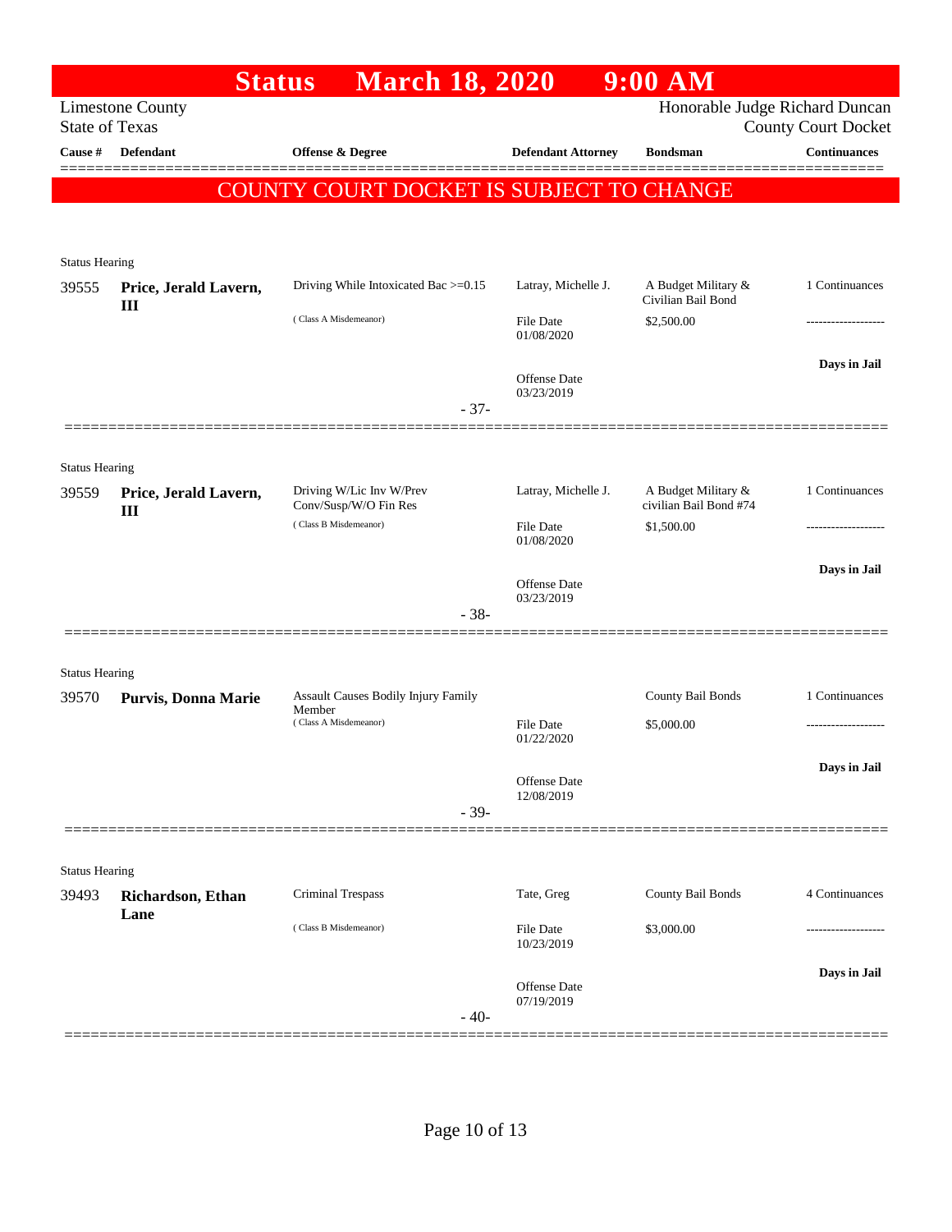# Status March 18, 2020 9:00 AM

Limestone County
State of Texas

Honorable Judge Richard Duncan
County Court Docket

COUNTY COURT DOCKET IS SUBJECT TO CHANGE

| Cause # | Defendant | Offense & Degree | Defendant Attorney | Bondsman | Continuances |
|---|---|---|---|---|---|
| Status Hearing | | | | | |
| 39555 | **Price, Jerald Lavern, III** | Driving While Intoxicated Bac >=0.15 (Class A Misdemeanor) | Latray, Michelle J. File Date 01/08/2020 Offense Date 03/23/2019 | A Budget Military & Civilian Bail Bond $2,500.00 | 1 Continuances ------------------- **Days in Jail** |
| | | - 37- | | | |
| Status Hearing | | | | | |
| 39559 | **Price, Jerald Lavern, III** | Driving W/Lic Inv W/Prev Conv/Susp/W/O Fin Res (Class B Misdemeanor) | Latray, Michelle J. File Date 01/08/2020 Offense Date 03/23/2019 | A Budget Military & civilian Bail Bond #74 $1,500.00 | 1 Continuances ------------------- **Days in Jail** |
| | | - 38- | | | |
| Status Hearing | | | | | |
| 39570 | **Purvis, Donna Marie** | Assault Causes Bodily Injury Family Member (Class A Misdemeanor) | File Date 01/22/2020 Offense Date 12/08/2019 | County Bail Bonds $5,000.00 | 1 Continuances ------------------- **Days in Jail** |
| | | - 39- | | | |
| Status Hearing | | | | | |
| 39493 | **Richardson, Ethan Lane** | Criminal Trespass (Class B Misdemeanor) | Tate, Greg File Date 10/23/2019 Offense Date 07/19/2019 | County Bail Bonds $3,000.00 | 4 Continuances ------------------- **Days in Jail** |
| | | - 40- | | | |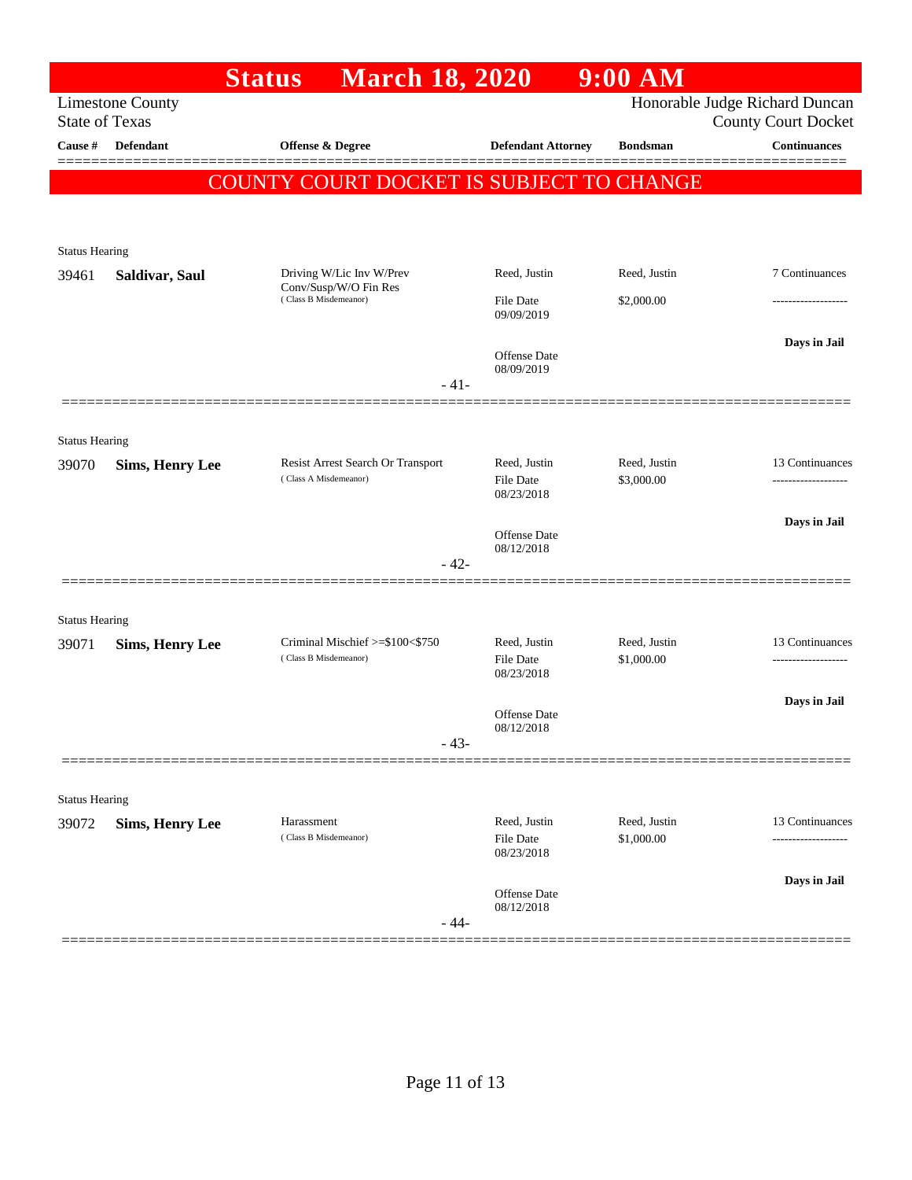# Status March 18, 2020 9:00 AM

Limestone County
State of Texas

Honorable Judge Richard Duncan
County Court Docket

| Cause # | Defendant | Offense & Degree | Defendant Attorney | Bondsman | Continuances |
|---|---|---|---|---|---|

**COUNTY COURT DOCKET IS SUBJECT TO CHANGE**

Status Hearing

| Cause # | Defendant | Offense & Degree | Defendant Attorney | Bondsman | Continuances |
|---|---|---|---|---|---|
| 39461 | **Saldivar, Saul** | Driving W/Lic Inv W/Prev Conv/Susp/W/O Fin Res (Class B Misdemeanor) | Reed, Justin | Reed, Justin | 7 Continuances |
| | | | File Date 09/09/2019 | $2,000.00 | ------------------- |
| | | | Offense Date 08/09/2019 | | **Days in Jail** |

- 41-

Status Hearing

| Cause # | Defendant | Offense & Degree | Defendant Attorney | Bondsman | Continuances |
|---|---|---|---|---|---|
| 39070 | **Sims, Henry Lee** | Resist Arrest Search Or Transport (Class A Misdemeanor) | Reed, Justin | Reed, Justin | 13 Continuances |
| | | | File Date 08/23/2018 | $3,000.00 | ------------------- |
| | | | Offense Date 08/12/2018 | | **Days in Jail** |

- 42-

Status Hearing

| Cause # | Defendant | Offense & Degree | Defendant Attorney | Bondsman | Continuances |
|---|---|---|---|---|---|
| 39071 | **Sims, Henry Lee** | Criminal Mischief >=$100<$750 (Class B Misdemeanor) | Reed, Justin | Reed, Justin | 13 Continuances |
| | | | File Date 08/23/2018 | $1,000.00 | ------------------- |
| | | | Offense Date 08/12/2018 | | **Days in Jail** |

- 43-

Status Hearing

| Cause # | Defendant | Offense & Degree | Defendant Attorney | Bondsman | Continuances |
|---|---|---|---|---|---|
| 39072 | **Sims, Henry Lee** | Harassment (Class B Misdemeanor) | Reed, Justin | Reed, Justin | 13 Continuances |
| | | | File Date 08/23/2018 | $1,000.00 | ------------------- |
| | | | Offense Date 08/12/2018 | | **Days in Jail** |

- 44-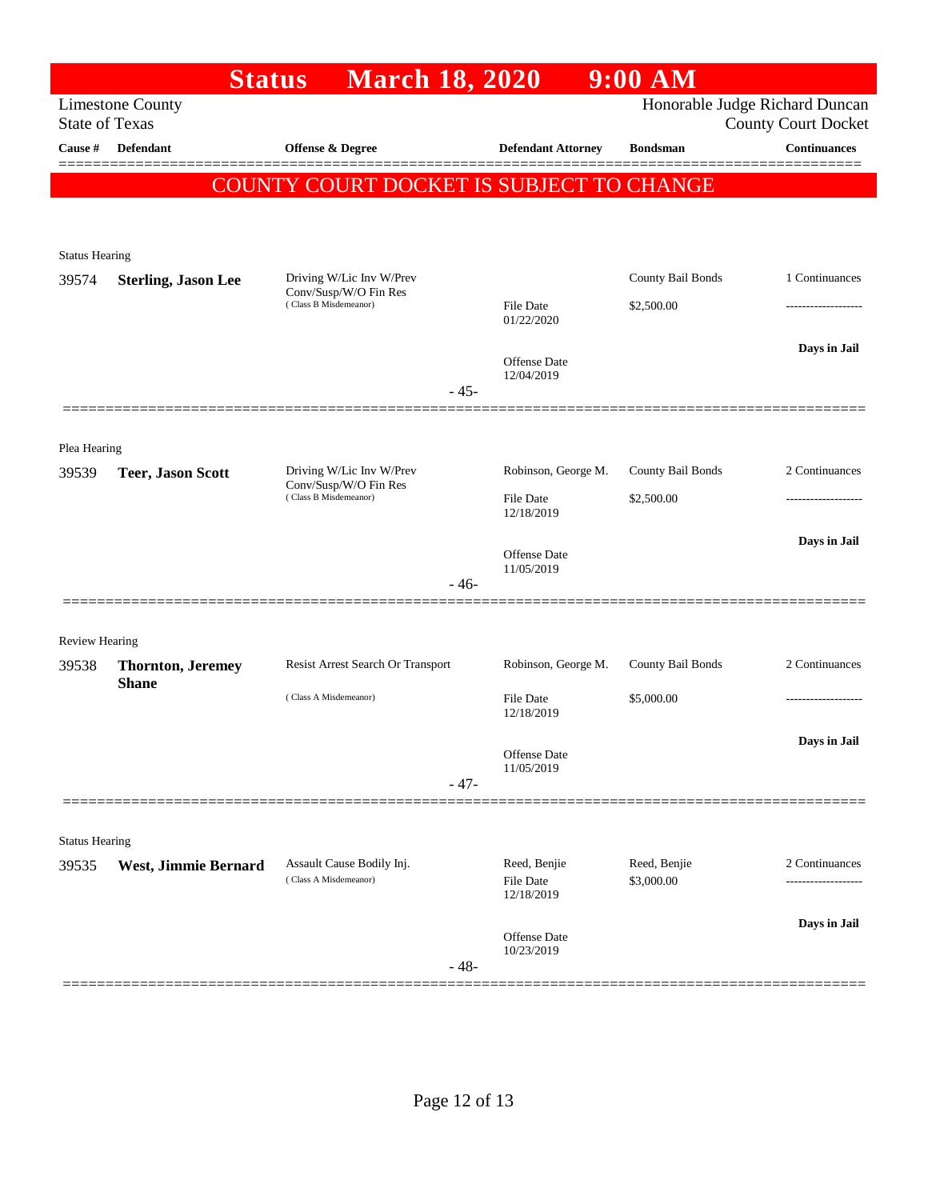# Status March 18, 2020 9:00 AM

Limestone County
State of Texas

Honorable Judge Richard Duncan
County Court Docket

| Cause # | Defendant | Offense & Degree | Defendant Attorney | Bondsman | Continuances |
|---|---|---|---|---|---|

**COUNTY COURT DOCKET IS SUBJECT TO CHANGE**

Status Hearing

| Cause # | Defendant | Offense & Degree | Defendant Attorney | Bondsman | Continuances |
|---|---|---|---|---|---|
| 39574 | **Sterling, Jason Lee** | Driving W/Lic Inv W/Prev Conv/Susp/W/O Fin Res (Class B Misdemeanor) | | County Bail Bonds | 1 Continuances |
| | | | File Date 01/22/2020 | $2,500.00 | ------------------- |
| | | | Offense Date 12/04/2019 | | **Days in Jail** |

- 45-

Plea Hearing

| Cause # | Defendant | Offense & Degree | Defendant Attorney | Bondsman | Continuances |
|---|---|---|---|---|---|
| 39539 | **Teer, Jason Scott** | Driving W/Lic Inv W/Prev Conv/Susp/W/O Fin Res (Class B Misdemeanor) | Robinson, George M. | County Bail Bonds | 2 Continuances |
| | | | File Date 12/18/2019 | $2,500.00 | ------------------- |
| | | | Offense Date 11/05/2019 | | **Days in Jail** |

- 46-

Review Hearing

| Cause # | Defendant | Offense & Degree | Defendant Attorney | Bondsman | Continuances |
|---|---|---|---|---|---|
| 39538 | **Thornton, Jeremey Shane** | Resist Arrest Search Or Transport (Class A Misdemeanor) | Robinson, George M. | County Bail Bonds | 2 Continuances |
| | | | File Date 12/18/2019 | $5,000.00 | ------------------- |
| | | | Offense Date 11/05/2019 | | **Days in Jail** |

- 47-

Status Hearing

| Cause # | Defendant | Offense & Degree | Defendant Attorney | Bondsman | Continuances |
|---|---|---|---|---|---|
| 39535 | **West, Jimmie Bernard** | Assault Cause Bodily Inj. (Class A Misdemeanor) | Reed, Benjie | Reed, Benjie | 2 Continuances |
| | | | File Date 12/18/2019 | $3,000.00 | ------------------- |
| | | | Offense Date 10/23/2019 | | **Days in Jail** |

- 48-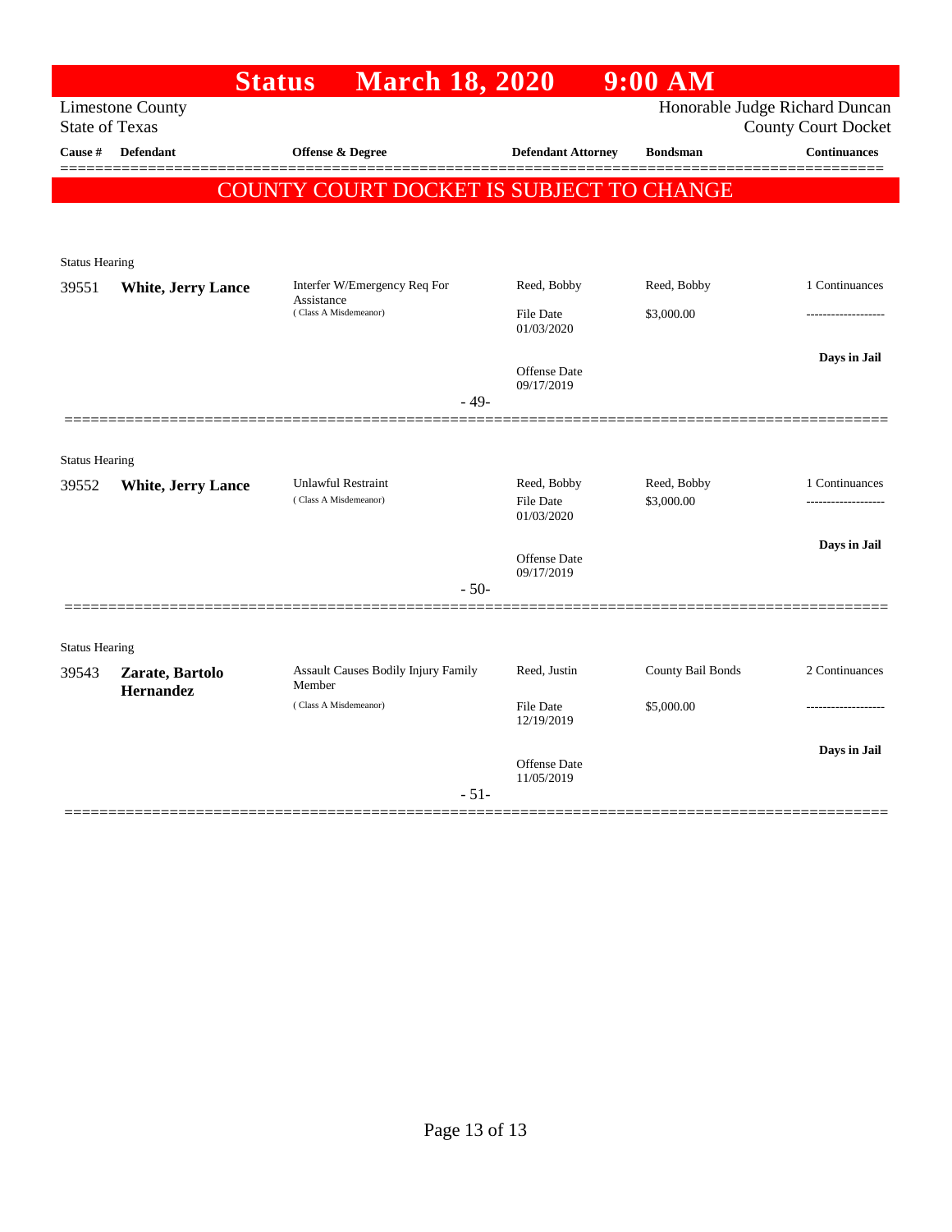# Status March 18, 2020 9:00 AM

Limestone County
State of Texas

Honorable Judge Richard Duncan
County Court Docket

**COUNTY COURT DOCKET IS SUBJECT TO CHANGE**

| Cause # | Defendant | Offense & Degree | Defendant Attorney | Bondsman | Continuances |
|---|---|---|---|---|---|
| Status Hearing | | | | | |
| 39551 | **White, Jerry Lance** | Interfer W/Emergency Req For Assistance (Class A Misdemeanor) | Reed, Bobby<br>File Date 01/03/2020<br>Offense Date 09/17/2019 | Reed, Bobby<br>$3,000.00 | 1 Continuances<br>-------------------<br>**Days in Jail** |
| | | - 49- | | | |
| Status Hearing | | | | | |
| 39552 | **White, Jerry Lance** | Unlawful Restraint (Class A Misdemeanor) | Reed, Bobby<br>File Date 01/03/2020<br>Offense Date 09/17/2019 | Reed, Bobby<br>$3,000.00 | 1 Continuances<br>-------------------<br>**Days in Jail** |
| | | - 50- | | | |
| Status Hearing | | | | | |
| 39543 | **Zarate, Bartolo Hernandez** | Assault Causes Bodily Injury Family Member (Class A Misdemeanor) | Reed, Justin<br>File Date 12/19/2019<br>Offense Date 11/05/2019 | County Bail Bonds<br>$5,000.00 | 2 Continuances<br>-------------------<br>**Days in Jail** |
| | | - 51- | | | |